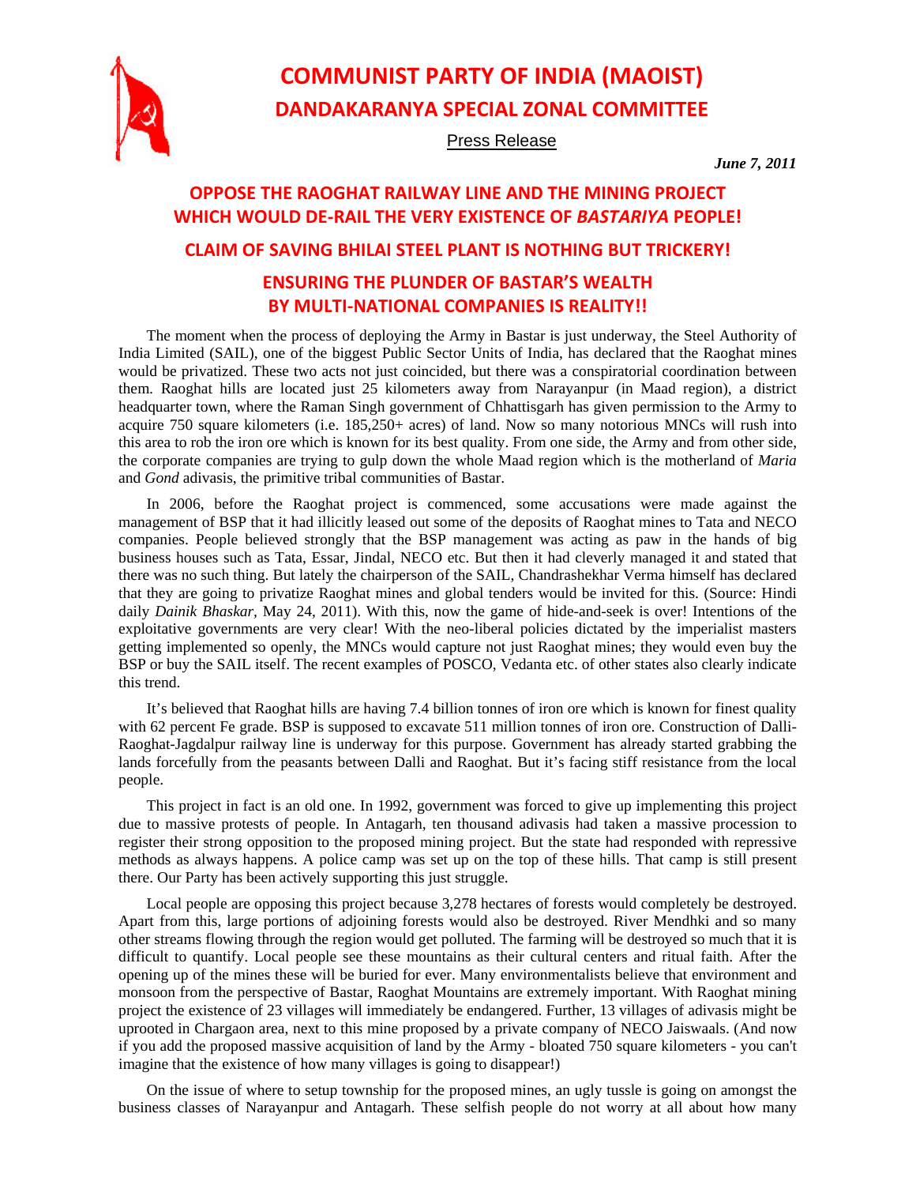# COMMUNIST PARTY OF INDIA (MAOIST)

## DANDAKARANYA SPECIAL ZONAL COMMITTEE

Press Release

***June 7, 2011***

## OPPOSE THE RAOGHAT RAILWAY LINE AND THE MINING PROJECT WHICH WOULD DE-RAIL THE VERY EXISTENCE OF *BASTARIYA* PEOPLE!

## CLAIM OF SAVING BHILAI STEEL PLANT IS NOTHING BUT TRICKERY!

## ENSURING THE PLUNDER OF BASTAR'S WEALTH BY MULTI-NATIONAL COMPANIES IS REALITY!!

The moment when the process of deploying the Army in Bastar is just underway, the Steel Authority of India Limited (SAIL), one of the biggest Public Sector Units of India, has declared that the Raoghat mines would be privatized. These two acts not just coincided, but there was a conspiratorial coordination between them. Raoghat hills are located just 25 kilometers away from Narayanpur (in Maad region), a district headquarter town, where the Raman Singh government of Chhattisgarh has given permission to the Army to acquire 750 square kilometers (i.e. 185,250+ acres) of land. Now so many notorious MNCs will rush into this area to rob the iron ore which is known for its best quality. From one side, the Army and from other side, the corporate companies are trying to gulp down the whole Maad region which is the motherland of *Maria* and *Gond* adivasis, the primitive tribal communities of Bastar.

In 2006, before the Raoghat project is commenced, some accusations were made against the management of BSP that it had illicitly leased out some of the deposits of Raoghat mines to Tata and NECO companies. People believed strongly that the BSP management was acting as paw in the hands of big business houses such as Tata, Essar, Jindal, NECO etc. But then it had cleverly managed it and stated that there was no such thing. But lately the chairperson of the SAIL, Chandrashekhar Verma himself has declared that they are going to privatize Raoghat mines and global tenders would be invited for this. (Source: Hindi daily *Dainik Bhaskar*, May 24, 2011). With this, now the game of hide-and-seek is over! Intentions of the exploitative governments are very clear! With the neo-liberal policies dictated by the imperialist masters getting implemented so openly, the MNCs would capture not just Raoghat mines; they would even buy the BSP or buy the SAIL itself. The recent examples of POSCO, Vedanta etc. of other states also clearly indicate this trend.

It's believed that Raoghat hills are having 7.4 billion tonnes of iron ore which is known for finest quality with 62 percent Fe grade. BSP is supposed to excavate 511 million tonnes of iron ore. Construction of Dalli-Raoghat-Jagdalpur railway line is underway for this purpose. Government has already started grabbing the lands forcefully from the peasants between Dalli and Raoghat. But it's facing stiff resistance from the local people.

This project in fact is an old one. In 1992, government was forced to give up implementing this project due to massive protests of people. In Antagarh, ten thousand adivasis had taken a massive procession to register their strong opposition to the proposed mining project. But the state had responded with repressive methods as always happens. A police camp was set up on the top of these hills. That camp is still present there. Our Party has been actively supporting this just struggle.

Local people are opposing this project because 3,278 hectares of forests would completely be destroyed. Apart from this, large portions of adjoining forests would also be destroyed. River Mendhki and so many other streams flowing through the region would get polluted. The farming will be destroyed so much that it is difficult to quantify. Local people see these mountains as their cultural centers and ritual faith. After the opening up of the mines these will be buried for ever. Many environmentalists believe that environment and monsoon from the perspective of Bastar, Raoghat Mountains are extremely important. With Raoghat mining project the existence of 23 villages will immediately be endangered. Further, 13 villages of adivasis might be uprooted in Chargaon area, next to this mine proposed by a private company of NECO Jaiswaals. (And now if you add the proposed massive acquisition of land by the Army - bloated 750 square kilometers - you can't imagine that the existence of how many villages is going to disappear!)

On the issue of where to setup township for the proposed mines, an ugly tussle is going on amongst the business classes of Narayanpur and Antagarh. These selfish people do not worry at all about how many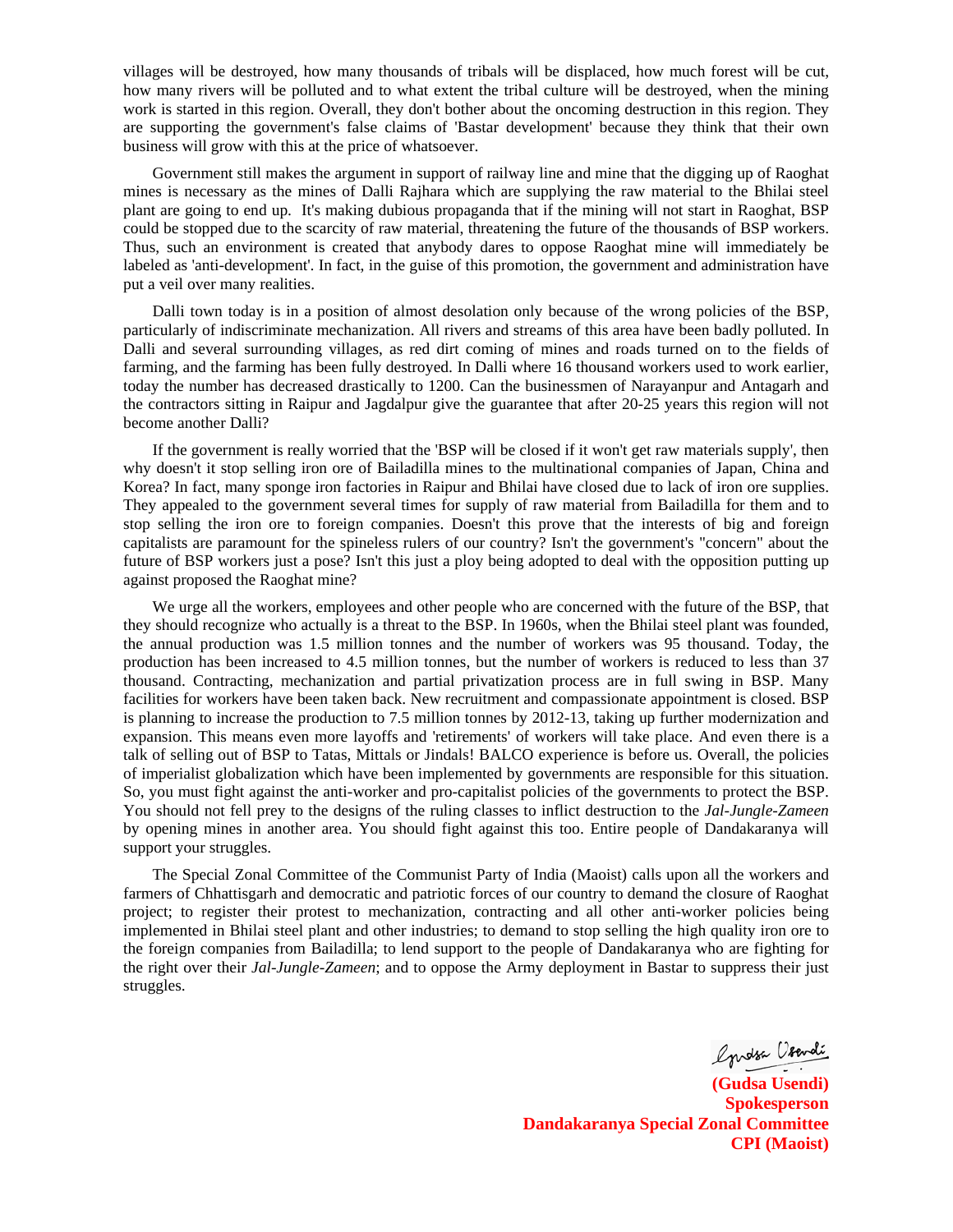villages will be destroyed, how many thousands of tribals will be displaced, how much forest will be cut, how many rivers will be polluted and to what extent the tribal culture will be destroyed, when the mining work is started in this region. Overall, they don't bother about the oncoming destruction in this region. They are supporting the government's false claims of 'Bastar development' because they think that their own business will grow with this at the price of whatsoever.

Government still makes the argument in support of railway line and mine that the digging up of Raoghat mines is necessary as the mines of Dalli Rajhara which are supplying the raw material to the Bhilai steel plant are going to end up. It's making dubious propaganda that if the mining will not start in Raoghat, BSP could be stopped due to the scarcity of raw material, threatening the future of the thousands of BSP workers. Thus, such an environment is created that anybody dares to oppose Raoghat mine will immediately be labeled as 'anti-development'. In fact, in the guise of this promotion, the government and administration have put a veil over many realities.

Dalli town today is in a position of almost desolation only because of the wrong policies of the BSP, particularly of indiscriminate mechanization. All rivers and streams of this area have been badly polluted. In Dalli and several surrounding villages, as red dirt coming of mines and roads turned on to the fields of farming, and the farming has been fully destroyed. In Dalli where 16 thousand workers used to work earlier, today the number has decreased drastically to 1200. Can the businessmen of Narayanpur and Antagarh and the contractors sitting in Raipur and Jagdalpur give the guarantee that after 20-25 years this region will not become another Dalli?

If the government is really worried that the 'BSP will be closed if it won't get raw materials supply', then why doesn't it stop selling iron ore of Bailadilla mines to the multinational companies of Japan, China and Korea? In fact, many sponge iron factories in Raipur and Bhilai have closed due to lack of iron ore supplies. They appealed to the government several times for supply of raw material from Bailadilla for them and to stop selling the iron ore to foreign companies. Doesn't this prove that the interests of big and foreign capitalists are paramount for the spineless rulers of our country? Isn't the government's "concern" about the future of BSP workers just a pose? Isn't this just a ploy being adopted to deal with the opposition putting up against proposed the Raoghat mine?

We urge all the workers, employees and other people who are concerned with the future of the BSP, that they should recognize who actually is a threat to the BSP. In 1960s, when the Bhilai steel plant was founded, the annual production was 1.5 million tonnes and the number of workers was 95 thousand. Today, the production has been increased to 4.5 million tonnes, but the number of workers is reduced to less than 37 thousand. Contracting, mechanization and partial privatization process are in full swing in BSP. Many facilities for workers have been taken back. New recruitment and compassionate appointment is closed. BSP is planning to increase the production to 7.5 million tonnes by 2012-13, taking up further modernization and expansion. This means even more layoffs and 'retirements' of workers will take place. And even there is a talk of selling out of BSP to Tatas, Mittals or Jindals! BALCO experience is before us. Overall, the policies of imperialist globalization which have been implemented by governments are responsible for this situation. So, you must fight against the anti-worker and pro-capitalist policies of the governments to protect the BSP. You should not fell prey to the designs of the ruling classes to inflict destruction to the *Jal-Jungle-Zameen* by opening mines in another area. You should fight against this too. Entire people of Dandakaranya will support your struggles.

The Special Zonal Committee of the Communist Party of India (Maoist) calls upon all the workers and farmers of Chhattisgarh and democratic and patriotic forces of our country to demand the closure of Raoghat project; to register their protest to mechanization, contracting and all other anti-worker policies being implemented in Bhilai steel plant and other industries; to demand to stop selling the high quality iron ore to the foreign companies from Bailadilla; to lend support to the people of Dandakaranya who are fighting for the right over their *Jal-Jungle-Zameen*; and to oppose the Army deployment in Bastar to suppress their just struggles.

**(Gudsa Usendi)**
**Spokesperson**
**Dandakaranya Special Zonal Committee**
**CPI (Maoist)**